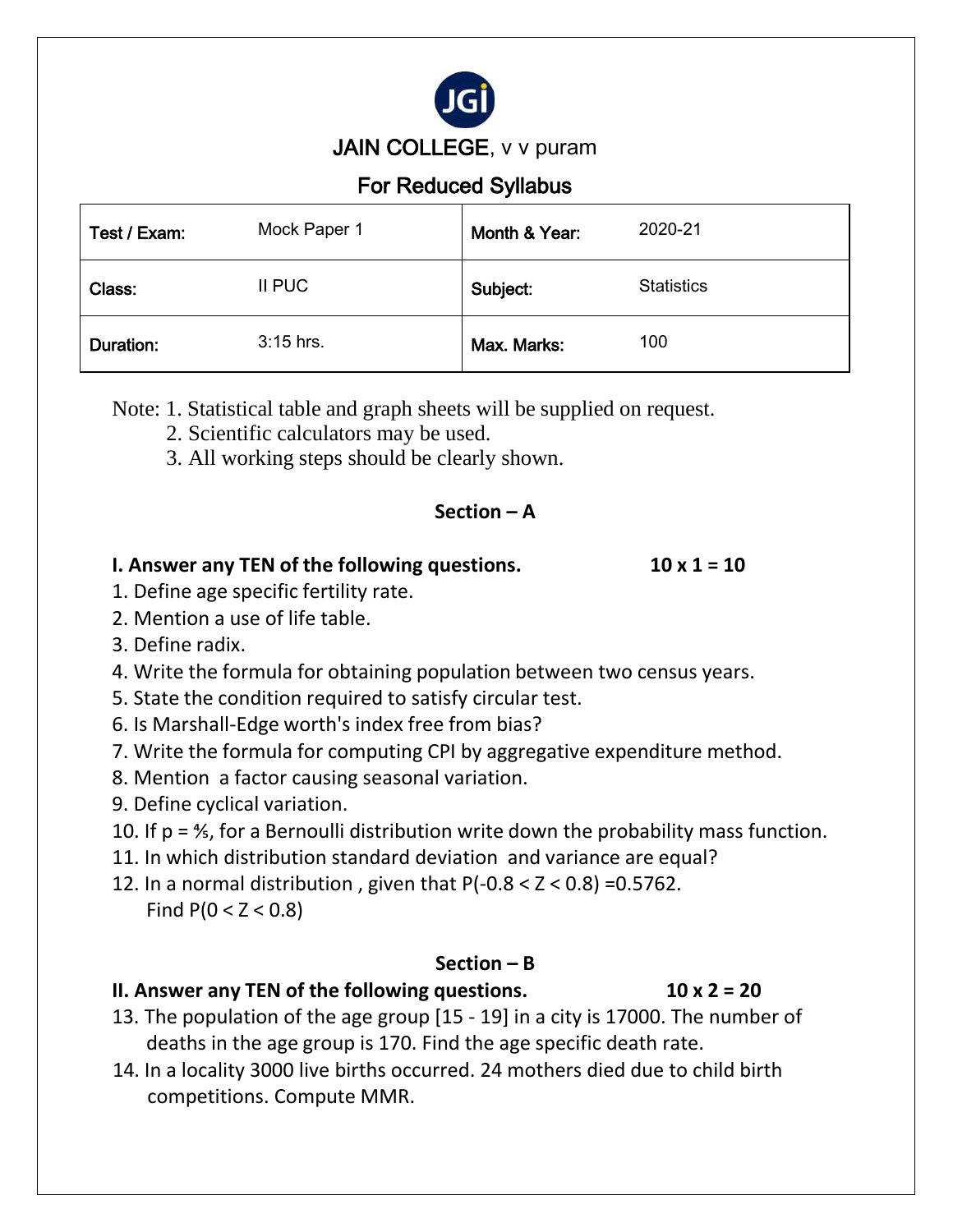# JAIN COLLEGE, v v puram

## For Reduced Syllabus

| Test / Exam: | Mock Paper 1 | Month & Year: | 2020-21 |
|---|---|---|---|
| Class: | II PUC | Subject: | Statistics |
| Duration: | 3:15 hrs. | Max. Marks: | 100 |

Note: 1. Statistical table and graph sheets will be supplied on request.
2. Scientific calculators may be used.
3. All working steps should be clearly shown.

### Section – A

**I. Answer any TEN of the following questions. 10 x 1 = 10**

1. Define age specific fertility rate.
2. Mention a use of life table.
3. Define radix.
4. Write the formula for obtaining population between two census years.
5. State the condition required to satisfy circular test.
6. Is Marshall-Edge worth's index free from bias?
7. Write the formula for computing CPI by aggregative expenditure method.
8. Mention a factor causing seasonal variation.
9. Define cyclical variation.
10. If $p = 4/5$, for a Bernoulli distribution write down the probability mass function.
11. In which distribution standard deviation and variance are equal?
12. In a normal distribution , given that $P(-0.8 < Z < 0.8) = 0.5762$.
    Find $P(0 < Z < 0.8)$

### Section – B

**II. Answer any TEN of the following questions. 10 x 2 = 20**

13. The population of the age group [15 - 19] in a city is 17000. The number of deaths in the age group is 170. Find the age specific death rate.
14. In a locality 3000 live births occurred. 24 mothers died due to child birth competitions. Compute MMR.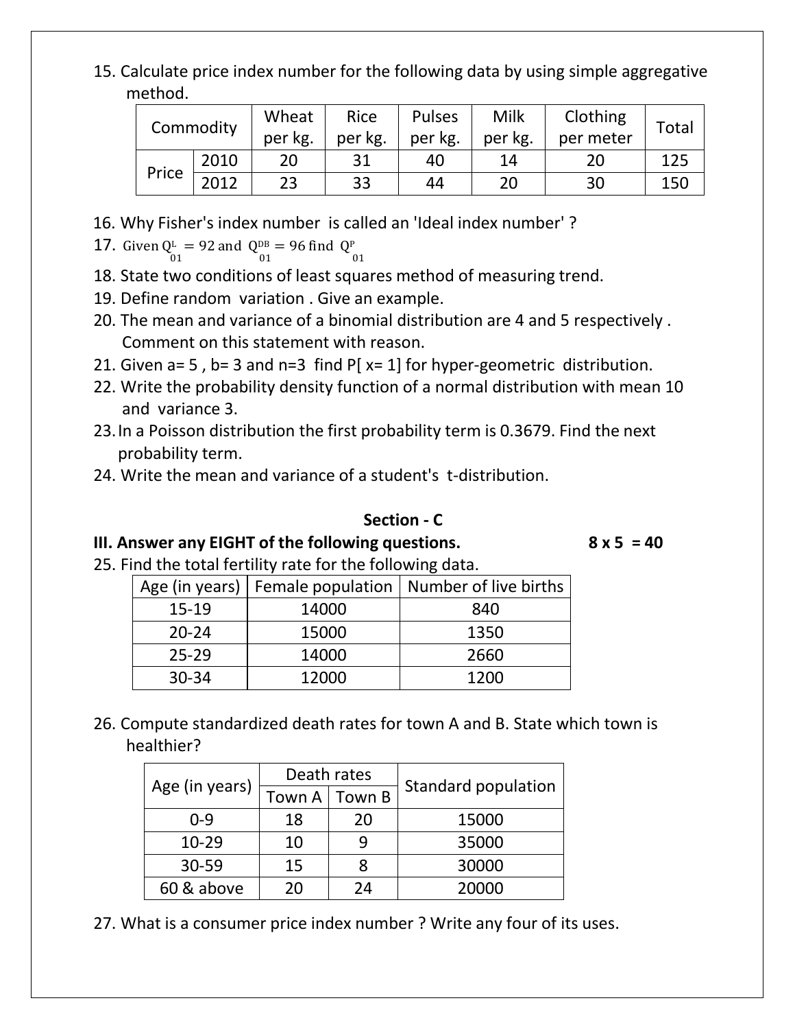15. Calculate price index number for the following data by using simple aggregative method.

| Commodity | | Wheat per kg. | Rice per kg. | Pulses per kg. | Milk per kg. | Clothing per meter | Total |
|---|---|---|---|---|---|---|---|
| Price | 2010 | 20 | 31 | 40 | 14 | 20 | 125 |
| | 2012 | 23 | 33 | 44 | 20 | 30 | 150 |

16. Why Fisher's index number is called an 'Ideal index number' ?
17. Given $Q^{L}_{01} = 92$ and $Q^{DB}_{01} = 96$ find $Q^{P}_{01}$
18. State two conditions of least squares method of measuring trend.
19. Define random variation . Give an example.
20. The mean and variance of a binomial distribution are 4 and 5 respectively . Comment on this statement with reason.
21. Given a= 5 , b= 3 and n=3 find P[ x= 1] for hyper-geometric distribution.
22. Write the probability density function of a normal distribution with mean 10 and variance 3.
23. In a Poisson distribution the first probability term is 0.3679. Find the next probability term.
24. Write the mean and variance of a student's t-distribution.

## Section - C

**III. Answer any EIGHT of the following questions. 8 x 5 = 40**

25. Find the total fertility rate for the following data.

| Age (in years) | Female population | Number of live births |
|---|---|---|
| 15-19 | 14000 | 840 |
| 20-24 | 15000 | 1350 |
| 25-29 | 14000 | 2660 |
| 30-34 | 12000 | 1200 |

26. Compute standardized death rates for town A and B. State which town is healthier?

| Age (in years) | Death rates | | Standard population |
|---|---|---|---|
| | Town A | Town B | |
| 0-9 | 18 | 20 | 15000 |
| 10-29 | 10 | 9 | 35000 |
| 30-59 | 15 | 8 | 30000 |
| 60 & above | 20 | 24 | 20000 |

27. What is a consumer price index number ? Write any four of its uses.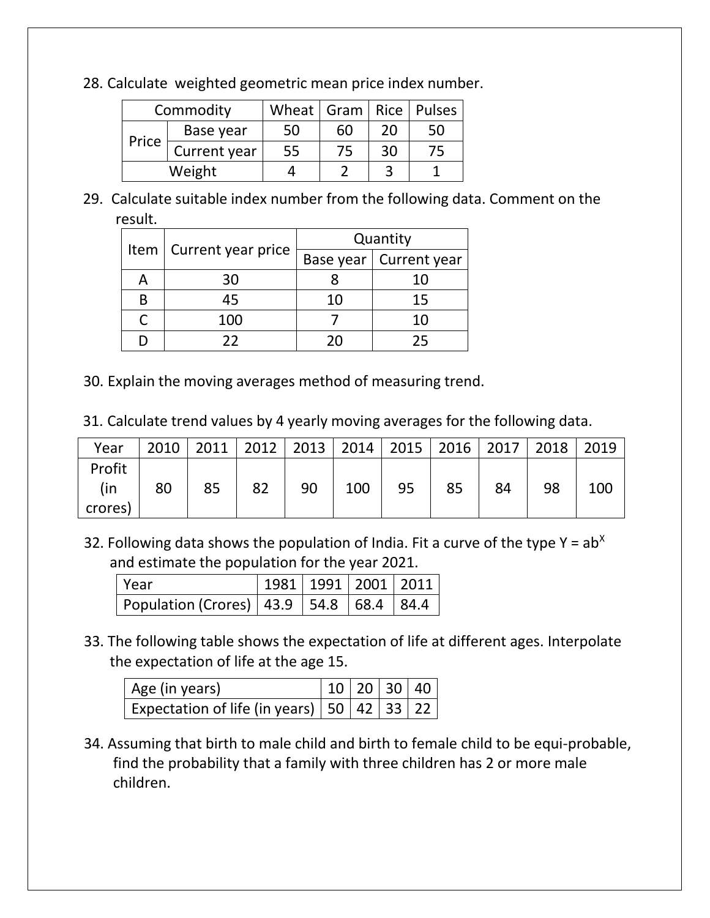28. Calculate weighted geometric mean price index number.

| Commodity | | Wheat | Gram | Rice | Pulses |
|---|---|---|---|---|---|
| Price | Base year | 50 | 60 | 20 | 50 |
| | Current year | 55 | 75 | 30 | 75 |
| Weight | | 4 | 2 | 3 | 1 |

29. Calculate suitable index number from the following data. Comment on the result.

| Item | Current year price | Quantity | |
|---|---|---|---|
| | | Base year | Current year |
| A | 30 | 8 | 10 |
| B | 45 | 10 | 15 |
| C | 100 | 7 | 10 |
| D | 22 | 20 | 25 |

30. Explain the moving averages method of measuring trend.

31. Calculate trend values by 4 yearly moving averages for the following data.

| Year | 2010 | 2011 | 2012 | 2013 | 2014 | 2015 | 2016 | 2017 | 2018 | 2019 |
|---|---|---|---|---|---|---|---|---|---|---|
| Profit (in crores) | 80 | 85 | 82 | 90 | 100 | 95 | 85 | 84 | 98 | 100 |

32. Following data shows the population of India. Fit a curve of the type $Y = ab^X$ and estimate the population for the year 2021.

| Year | 1981 | 1991 | 2001 | 2011 |
|---|---|---|---|---|
| Population (Crores) | 43.9 | 54.8 | 68.4 | 84.4 |

33. The following table shows the expectation of life at different ages. Interpolate the expectation of life at the age 15.

| Age (in years) | 10 | 20 | 30 | 40 |
|---|---|---|---|---|
| Expectation of life (in years) | 50 | 42 | 33 | 22 |

34. Assuming that birth to male child and birth to female child to be equi-probable, find the probability that a family with three children has 2 or more male children.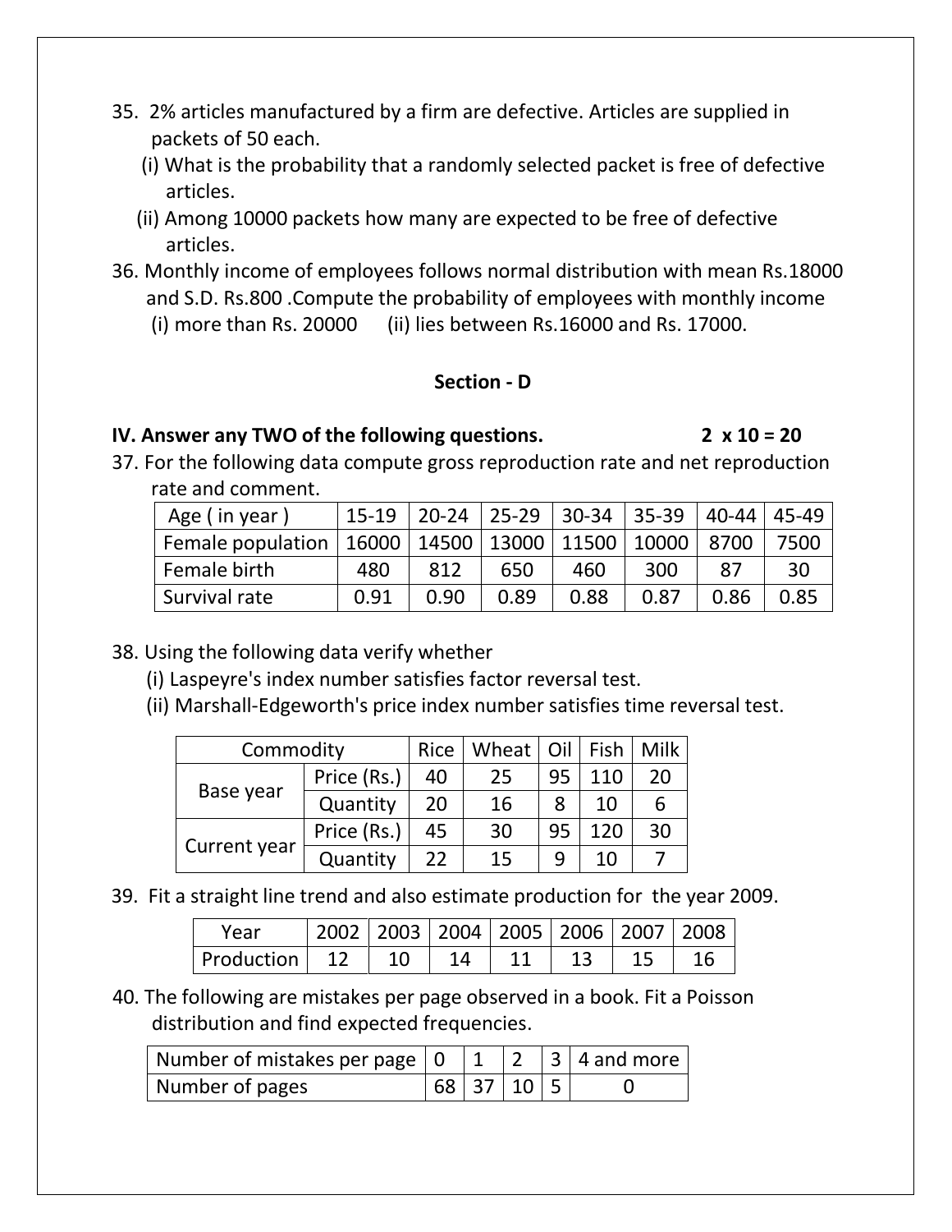35. 2% articles manufactured by a firm are defective. Articles are supplied in packets of 50 each.
    (i) What is the probability that a randomly selected packet is free of defective articles.
    (ii) Among 10000 packets how many are expected to be free of defective articles.

36. Monthly income of employees follows normal distribution with mean Rs.18000 and S.D. Rs.800 .Compute the probability of employees with monthly income
    (i) more than Rs. 20000 (ii) lies between Rs.16000 and Rs. 17000.

## Section - D

**IV. Answer any TWO of the following questions. 2 x 10 = 20**

37. For the following data compute gross reproduction rate and net reproduction rate and comment.

| Age ( in year ) | 15-19 | 20-24 | 25-29 | 30-34 | 35-39 | 40-44 | 45-49 |
|---|---|---|---|---|---|---|---|
| Female population | 16000 | 14500 | 13000 | 11500 | 10000 | 8700 | 7500 |
| Female birth | 480 | 812 | 650 | 460 | 300 | 87 | 30 |
| Survival rate | 0.91 | 0.90 | 0.89 | 0.88 | 0.87 | 0.86 | 0.85 |

38. Using the following data verify whether
    (i) Laspeyre's index number satisfies factor reversal test.
    (ii) Marshall-Edgeworth's price index number satisfies time reversal test.

| Commodity | | Rice | Wheat | Oil | Fish | Milk |
|---|---|---|---|---|---|---|
| Base year | Price (Rs.) | 40 | 25 | 95 | 110 | 20 |
| | Quantity | 20 | 16 | 8 | 10 | 6 |
| Current year | Price (Rs.) | 45 | 30 | 95 | 120 | 30 |
| | Quantity | 22 | 15 | 9 | 10 | 7 |

39. Fit a straight line trend and also estimate production for the year 2009.

| Year | 2002 | 2003 | 2004 | 2005 | 2006 | 2007 | 2008 |
|---|---|---|---|---|---|---|---|
| Production | 12 | 10 | 14 | 11 | 13 | 15 | 16 |

40. The following are mistakes per page observed in a book. Fit a Poisson distribution and find expected frequencies.

| Number of mistakes per page | 0 | 1 | 2 | 3 | 4 and more |
|---|---|---|---|---|---|
| Number of pages | 68 | 37 | 10 | 5 | 0 |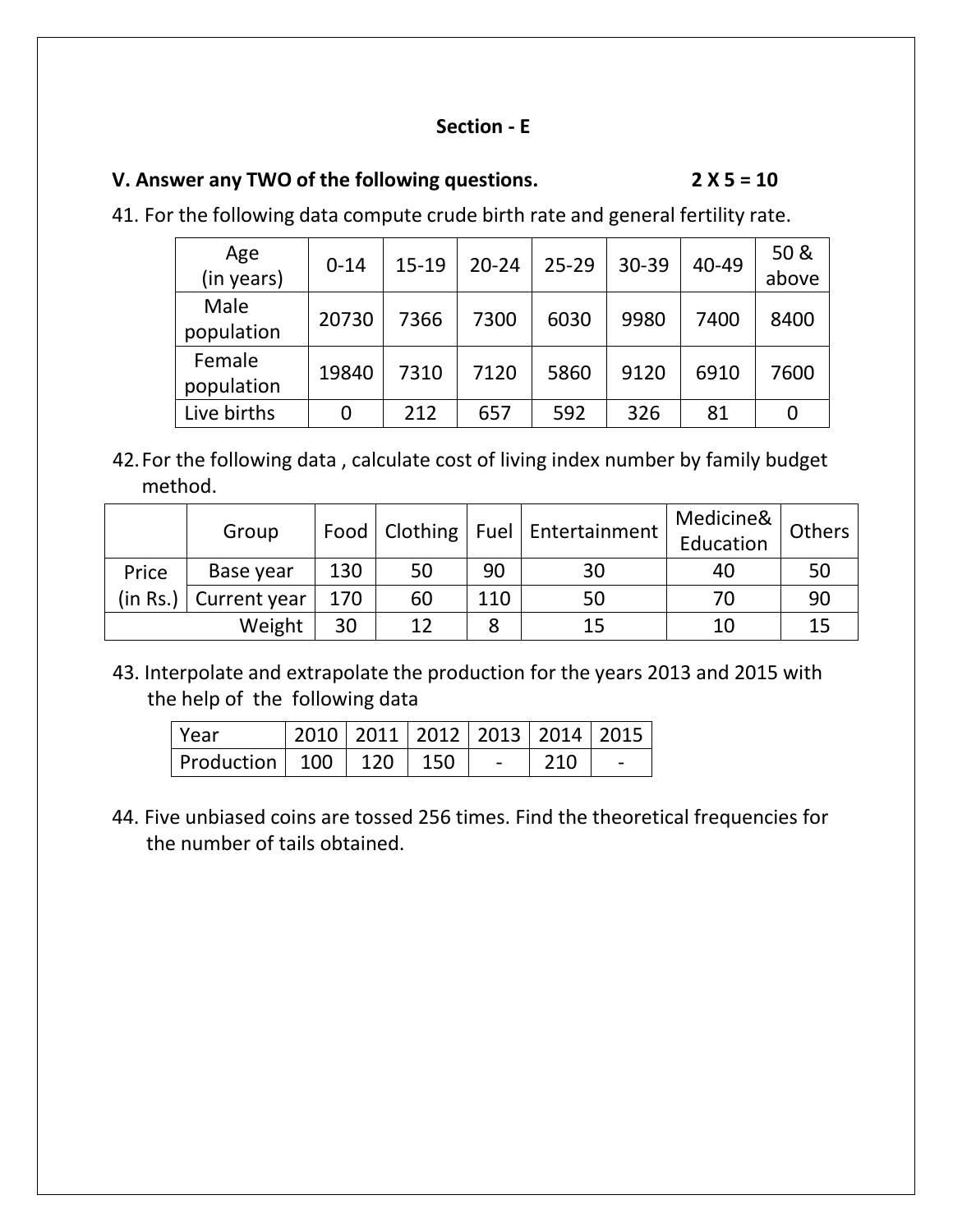## Section - E

**V. Answer any TWO of the following questions. 2 X 5 = 10**

41. For the following data compute crude birth rate and general fertility rate.

| Age (in years) | 0-14 | 15-19 | 20-24 | 25-29 | 30-39 | 40-49 | 50 & above |
|---|---|---|---|---|---|---|---|
| Male population | 20730 | 7366 | 7300 | 6030 | 9980 | 7400 | 8400 |
| Female population | 19840 | 7310 | 7120 | 5860 | 9120 | 6910 | 7600 |
| Live births | 0 | 212 | 657 | 592 | 326 | 81 | 0 |

42. For the following data , calculate cost of living index number by family budget method.

| | Group | Food | Clothing | Fuel | Entertainment | Medicine& Education | Others |
|---|---|---|---|---|---|---|---|
| Price (in Rs.) | Base year | 130 | 50 | 90 | 30 | 40 | 50 |
| | Current year | 170 | 60 | 110 | 50 | 70 | 90 |
| | Weight | 30 | 12 | 8 | 15 | 10 | 15 |

43. Interpolate and extrapolate the production for the years 2013 and 2015 with the help of the following data

| Year | 2010 | 2011 | 2012 | 2013 | 2014 | 2015 |
|---|---|---|---|---|---|---|
| Production | 100 | 120 | 150 | - | 210 | - |

44. Five unbiased coins are tossed 256 times. Find the theoretical frequencies for the number of tails obtained.